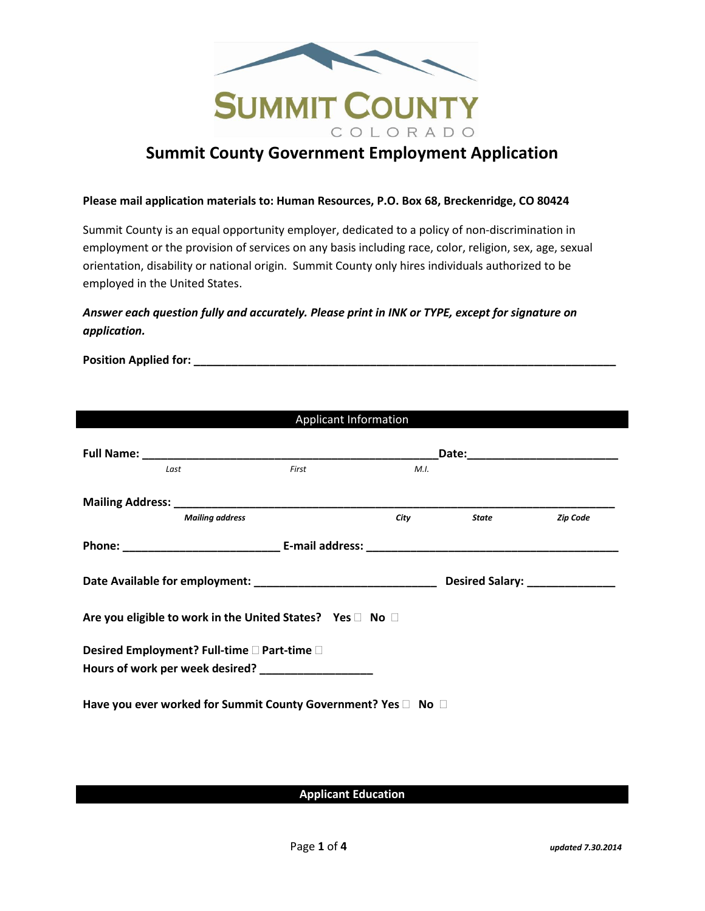SUMMIT COUNTY
COLORADO

# Summit County Government Employment Application

**Please mail application materials to: Human Resources, P.O. Box 68, Breckenridge, CO 80424**

Summit County is an equal opportunity employer, dedicated to a policy of non-discrimination in employment or the provision of services on any basis including race, color, religion, sex, age, sexual orientation, disability or national origin. Summit County only hires individuals authorized to be employed in the United States.

***Answer each question fully and accurately. Please print in INK or TYPE, except for signature on application.***

**Position Applied for:** ______________________________________________________________________

## Applicant Information

**Full Name:** ________________________________________________**Date:**_______________________

*Last* *First* *M.I.*

**Mailing Address:** ________________________________________________________________________

***Mailing address*** ***City*** ***State*** ***Zip Code***

**Phone:** _________________________ **E-mail address:** ________________________________________

**Date Available for employment:** ____________________________ **Desired Salary:** ______________

**Are you eligible to work in the United States? Yes ☐ No ☐**

**Desired Employment? Full-time ☐ Part-time ☐**

**Hours of work per week desired?** __________________

**Have you ever worked for Summit County Government? Yes ☐ No ☐**

## Applicant Education

*updated 7.30.2014*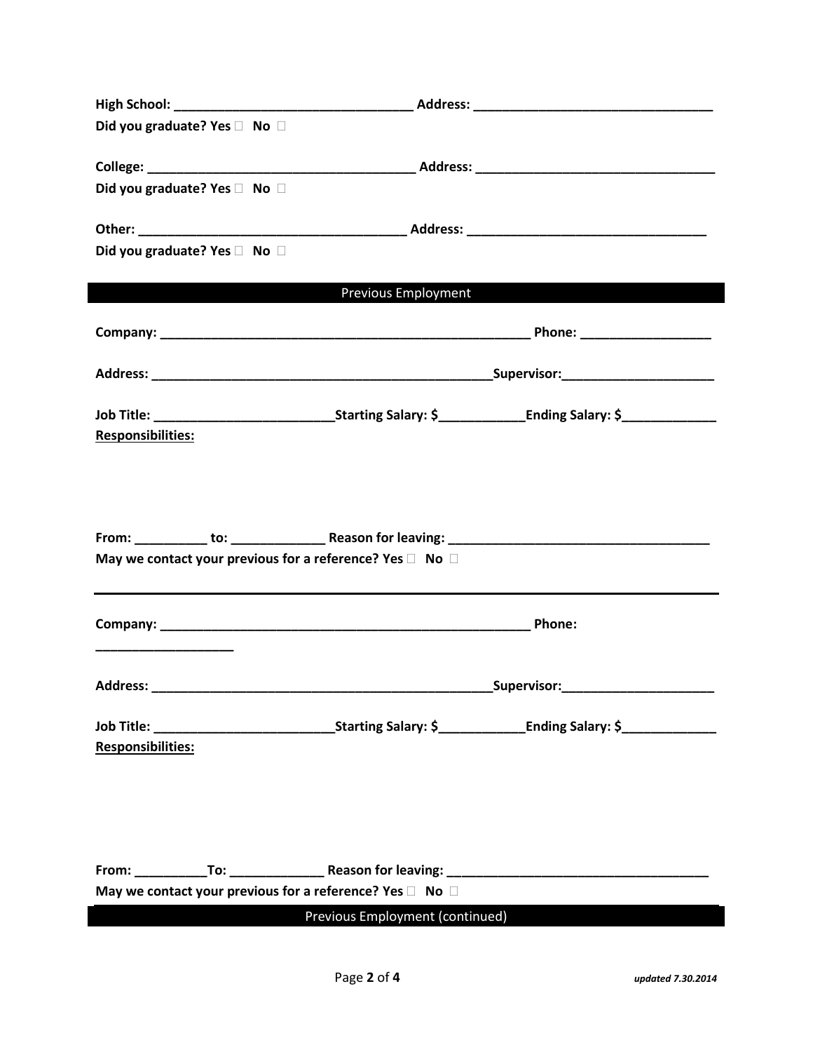**High School: _______________________________ Address: _______________________________**
**Did you graduate? Yes ☐ No ☐**

**College: ___________________________________ Address: _______________________________**
**Did you graduate? Yes ☐ No ☐**

**Other: ____________________________________ Address: _______________________________**
**Did you graduate? Yes ☐ No ☐**

## Previous Employment

**Company: _________________________________________________ Phone: _________________**

**Address: _____________________________________________Supervisor:____________________**

**Job Title: ________________________Starting Salary: $___________Ending Salary: $____________**
**<u>Responsibilities:</u>**

**From: __________ to: ____________ Reason for leaving: __________________________________**
**May we contact your previous for a reference? Yes ☐ No ☐**

---

**Company: _________________________________________________ Phone:**
**__________________**

**Address: _____________________________________________Supervisor:____________________**

**Job Title: ________________________Starting Salary: $___________Ending Salary: $____________**
**<u>Responsibilities:</u>**

**From: __________To: ____________ Reason for leaving: __________________________________**
**May we contact your previous for a reference? Yes ☐ No ☐**

## Previous Employment (continued)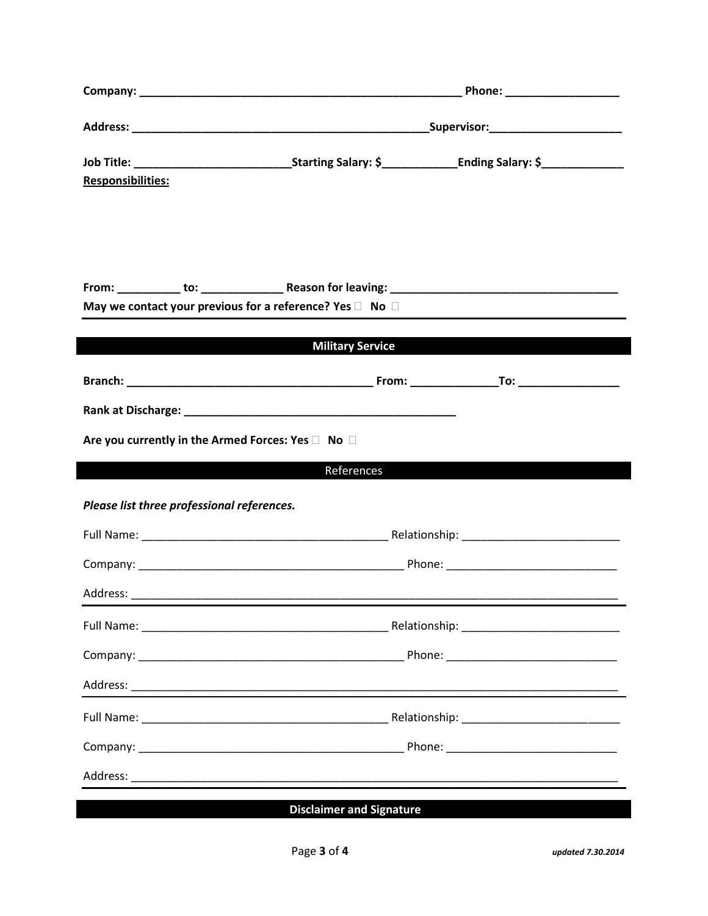**Company: ___________________________________________________ Phone: _________________**

**Address: _______________________________________________Supervisor:_____________________**

**Job Title: ________________________Starting Salary: $___________Ending Salary: $_____________**

**Responsibilities:**

**From: __________ to: _____________ Reason for leaving: ____________________________________**

**May we contact your previous for a reference? Yes ☐ No ☐**

---

## Military Service

**Branch: ________________________________________ From: _____________To: ________________**

**Rank at Discharge: ____________________________________________**

**Are you currently in the Armed Forces: Yes ☐ No ☐**

## References

***Please list three professional references.***

Full Name: _______________________________________ Relationship: _________________________

Company: ___________________________________________ Phone: ___________________________

Address: ______________________________________________________________________________

---

Full Name: _______________________________________ Relationship: _________________________

Company: ___________________________________________ Phone: ___________________________

Address: ______________________________________________________________________________

---

Full Name: _______________________________________ Relationship: _________________________

Company: ___________________________________________ Phone: ___________________________

Address: ______________________________________________________________________________

---

## Disclaimer and Signature

*updated 7.30.2014*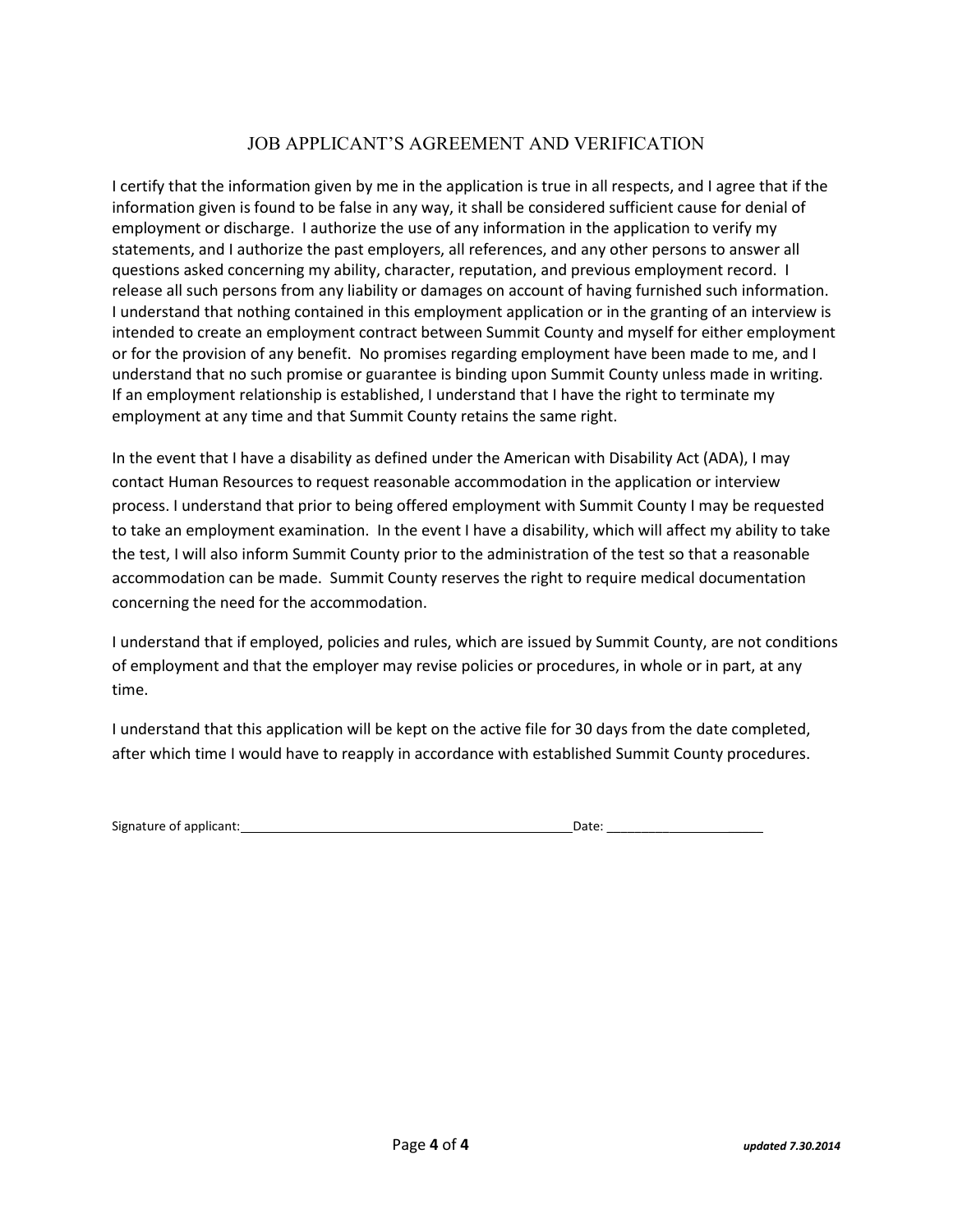# JOB APPLICANT'S AGREEMENT AND VERIFICATION

I certify that the information given by me in the application is true in all respects, and I agree that if the information given is found to be false in any way, it shall be considered sufficient cause for denial of employment or discharge. I authorize the use of any information in the application to verify my statements, and I authorize the past employers, all references, and any other persons to answer all questions asked concerning my ability, character, reputation, and previous employment record. I release all such persons from any liability or damages on account of having furnished such information. I understand that nothing contained in this employment application or in the granting of an interview is intended to create an employment contract between Summit County and myself for either employment or for the provision of any benefit. No promises regarding employment have been made to me, and I understand that no such promise or guarantee is binding upon Summit County unless made in writing. If an employment relationship is established, I understand that I have the right to terminate my employment at any time and that Summit County retains the same right.

In the event that I have a disability as defined under the American with Disability Act (ADA), I may contact Human Resources to request reasonable accommodation in the application or interview process. I understand that prior to being offered employment with Summit County I may be requested to take an employment examination. In the event I have a disability, which will affect my ability to take the test, I will also inform Summit County prior to the administration of the test so that a reasonable accommodation can be made. Summit County reserves the right to require medical documentation concerning the need for the accommodation.

I understand that if employed, policies and rules, which are issued by Summit County, are not conditions of employment and that the employer may revise policies or procedures, in whole or in part, at any time.

I understand that this application will be kept on the active file for 30 days from the date completed, after which time I would have to reapply in accordance with established Summit County procedures.

Signature of applicant:_______________________________________________ Date: _____________________

*updated 7.30.2014*